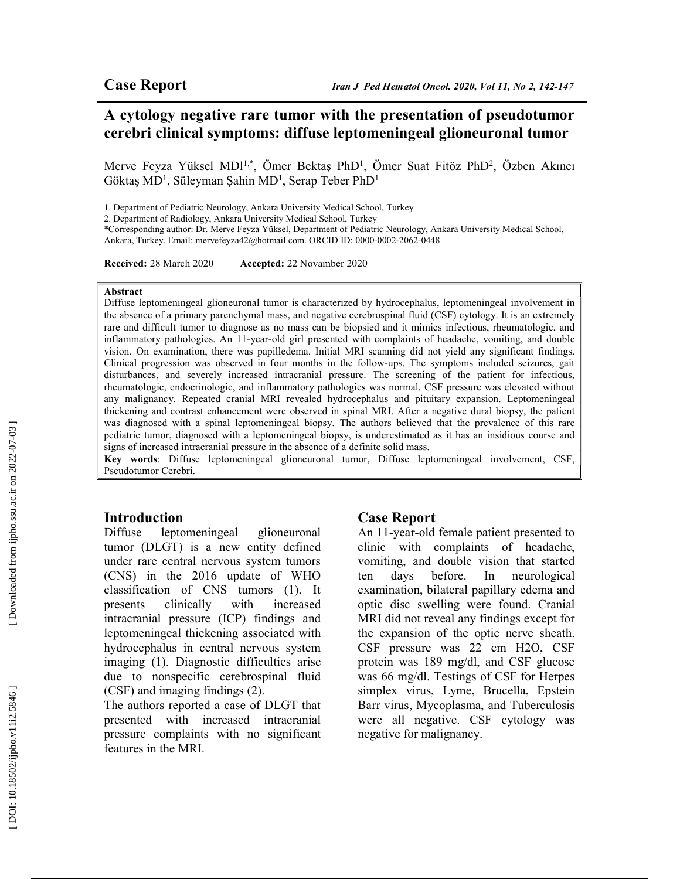**Case Report**

# A cytology negative rare tumor with the presentation of pseudotumor cerebri clinical symptoms: diffuse leptomeningeal glioneuronal tumor

Merve Feyza Yüksel MD[1,*], Ömer Bektaş PhD[1], Ömer Suat Fitöz PhD[2], Özben Akıncı Göktaş MD[1], Süleyman Şahin MD[1], Serap Teber PhD[1]

1. Department of Pediatric Neurology, Ankara University Medical School, Turkey
2. Department of Radiology, Ankara University Medical School, Turkey

*Corresponding author: Dr. Merve Feyza Yüksel, Department of Pediatric Neurology, Ankara University Medical School, Ankara, Turkey. Email: mervefeyza42@hotmail.com. ORCID ID: 0000-0002-2062-0448

**Received:** 28 March 2020 **Accepted:** 22 Novamber 2020

**Abstract**

Diffuse leptomeningeal glioneuronal tumor is characterized by hydrocephalus, leptomeningeal involvement in the absence of a primary parenchymal mass, and negative cerebrospinal fluid (CSF) cytology. It is an extremely rare and difficult tumor to diagnose as no mass can be biopsied and it mimics infectious, rheumatologic, and inflammatory pathologies. An 11-year-old girl presented with complaints of headache, vomiting, and double vision. On examination, there was papilledema. Initial MRI scanning did not yield any significant findings. Clinical progression was observed in four months in the follow-ups. The symptoms included seizures, gait disturbances, and severely increased intracranial pressure. The screening of the patient for infectious, rheumatologic, endocrinologic, and inflammatory pathologies was normal. CSF pressure was elevated without any malignancy. Repeated cranial MRI revealed hydrocephalus and pituitary expansion. Leptomeningeal thickening and contrast enhancement were observed in spinal MRI. After a negative dural biopsy, the patient was diagnosed with a spinal leptomeningeal biopsy. The authors believed that the prevalence of this rare pediatric tumor, diagnosed with a leptomeningeal biopsy, is underestimated as it has an insidious course and signs of increased intracranial pressure in the absence of a definite solid mass.

**Key words**: Diffuse leptomeningeal glioneuronal tumor, Diffuse leptomeningeal involvement, CSF, Pseudotumor Cerebri.

## Introduction

Diffuse leptomeningeal glioneuronal tumor (DLGT) is a new entity defined under rare central nervous system tumors (CNS) in the 2016 update of WHO classification of CNS tumors (1). It presents clinically with increased intracranial pressure (ICP) findings and leptomeningeal thickening associated with hydrocephalus in central nervous system imaging (1). Diagnostic difficulties arise due to nonspecific cerebrospinal fluid (CSF) and imaging findings (2).

The authors reported a case of DLGT that presented with increased intracranial pressure complaints with no significant features in the MRI.

## Case Report

An 11-year-old female patient presented to clinic with complaints of headache, vomiting, and double vision that started ten days before. In neurological examination, bilateral papillary edema and optic disc swelling were found. Cranial MRI did not reveal any findings except for the expansion of the optic nerve sheath. CSF pressure was 22 cm $H_2O$, CSF protein was 189 mg/dl, and CSF glucose was 66 mg/dl. Testings of CSF for Herpes simplex virus, Lyme, Brucella, Epstein Barr virus, Mycoplasma, and Tuberculosis were all negative. CSF cytology was negative for malignancy.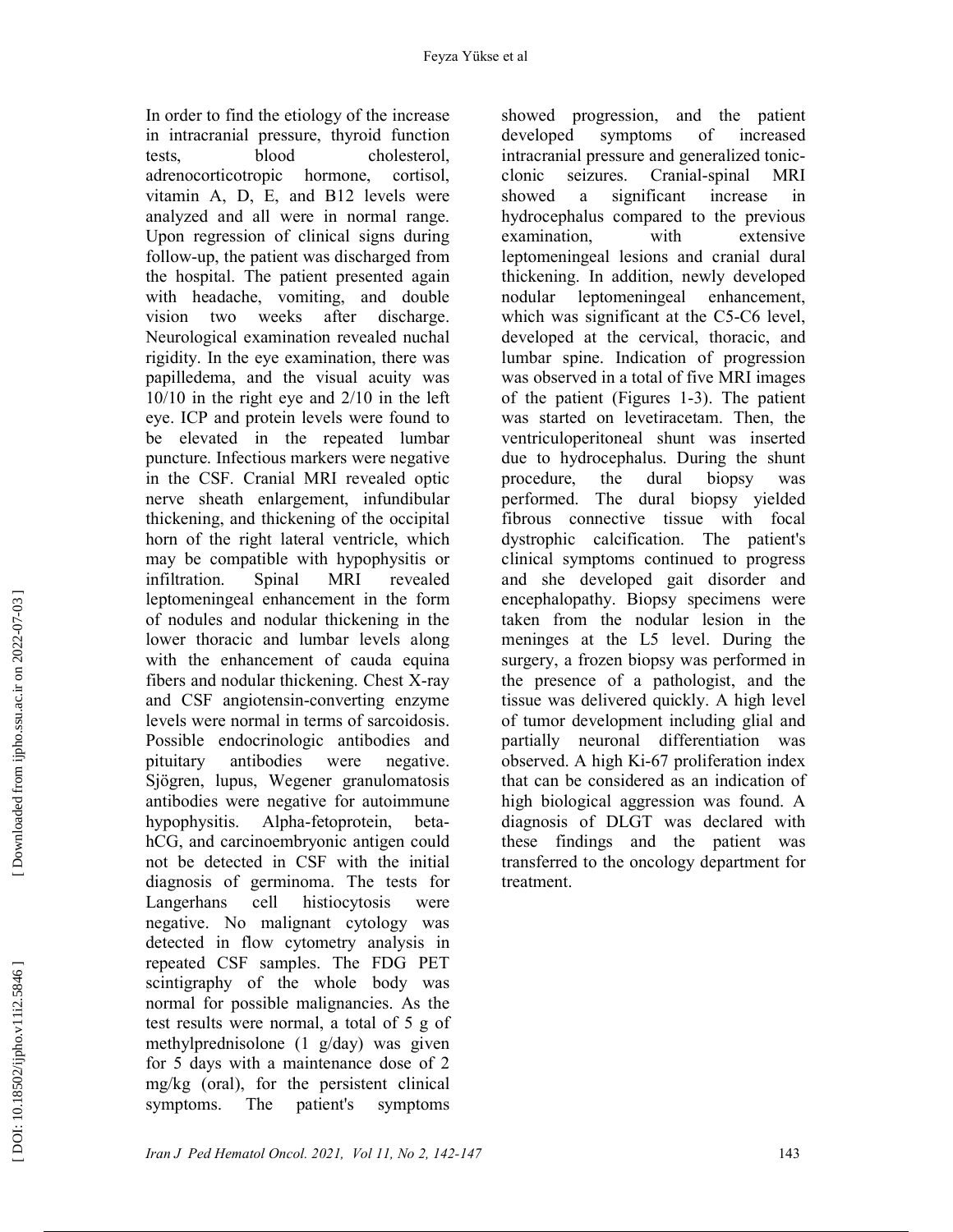In order to find the etiology of the increase in intracranial pressure, thyroid function tests, blood cholesterol, adrenocorticotropic hormone, cortisol, vitamin A, D, E, and B12 levels were analyzed and all were in normal range. Upon regression of clinical signs during follow-up, the patient was discharged from the hospital. The patient presented again with headache, vomiting, and double vision two weeks after discharge. Neurological examination revealed nuchal rigidity. In the eye examination, there was papilledema, and the visual acuity was 10/10 in the right eye and 2/10 in the left eye. ICP and protein levels were found to be elevated in the repeated lumbar puncture. Infectious markers were negative in the CSF. Cranial MRI revealed optic nerve sheath enlargement, infundibular thickening, and thickening of the occipital horn of the right lateral ventricle, which may be compatible with hypophysitis or infiltration. Spinal MRI revealed leptomeningeal enhancement in the form of nodules and nodular thickening in the lower thoracic and lumbar levels along with the enhancement of cauda equina fibers and nodular thickening. Chest X-ray and CSF angiotensin-converting enzyme levels were normal in terms of sarcoidosis. Possible endocrinologic antibodies and pituitary antibodies were negative. Sjögren, lupus, Wegener granulomatosis antibodies were negative for autoimmune hypophysitis. Alpha-fetoprotein, beta-hCG, and carcinoembryonic antigen could not be detected in CSF with the initial diagnosis of germinoma. The tests for Langerhans cell histiocytosis were negative. No malignant cytology was detected in flow cytometry analysis in repeated CSF samples. The FDG PET scintigraphy of the whole body was normal for possible malignancies. As the test results were normal, a total of 5 g of methylprednisolone (1 g/day) was given for 5 days with a maintenance dose of 2 mg/kg (oral), for the persistent clinical symptoms. The patient's symptoms showed progression, and the patient developed symptoms of increased intracranial pressure and generalized tonic-clonic seizures. Cranial-spinal MRI showed a significant increase in hydrocephalus compared to the previous examination, with extensive leptomeningeal lesions and cranial dural thickening. In addition, newly developed nodular leptomeningeal enhancement, which was significant at the C5-C6 level, developed at the cervical, thoracic, and lumbar spine. Indication of progression was observed in a total of five MRI images of the patient (Figures 1-3). The patient was started on levetiracetam. Then, the ventriculoperitoneal shunt was inserted due to hydrocephalus. During the shunt procedure, the dural biopsy was performed. The dural biopsy yielded fibrous connective tissue with focal dystrophic calcification. The patient's clinical symptoms continued to progress and she developed gait disorder and encephalopathy. Biopsy specimens were taken from the nodular lesion in the meninges at the L5 level. During the surgery, a frozen biopsy was performed in the presence of a pathologist, and the tissue was delivered quickly. A high level of tumor development including glial and partially neuronal differentiation was observed. A high Ki-67 proliferation index that can be considered as an indication of high biological aggression was found. A diagnosis of DLGT was declared with these findings and the patient was transferred to the oncology department for treatment.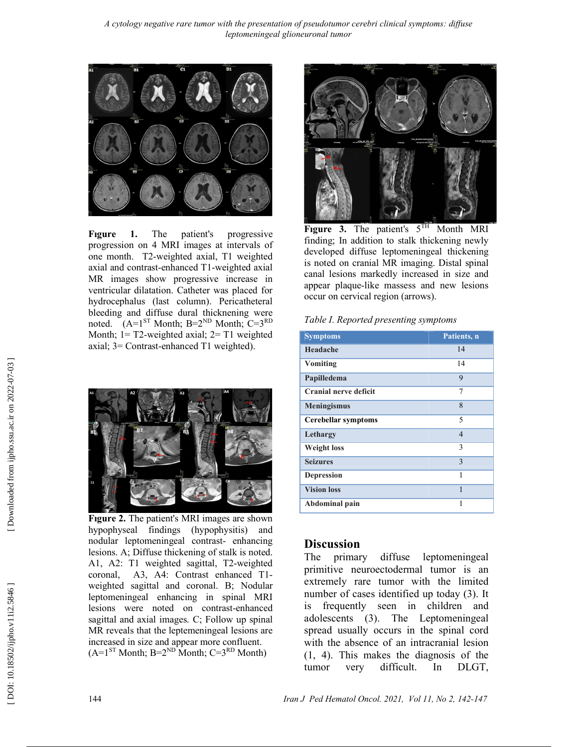**Figure 1.** The patient's progressive progression on 4 MRI images at intervals of one month. T2-weighted axial, T1 weighted axial and contrast-enhanced T1-weighted axial MR images show progressive increase in ventricular dilatation. Catheter was placed for hydrocephalus (last column). Pericatheteral bleeding and diffuse dural thickening were noted. (A=1[ST] Month; B=2[ND] Month; C=3[RD] Month; 1= T2-weighted axial; 2= T1 weighted axial; 3= Contrast-enhanced T1 weighted).

**Figure 2.** The patient's MRI images are shown hypophyseal findings (hypophysitis) and nodular leptomeningeal contrast- enhancing lesions. A; Diffuse thickening of stalk is noted. A1, A2: T1 weighted sagittal, T2-weighted coronal, A3, A4: Contrast enhanced T1-weighted sagittal and coronal. B; Nodular leptomeningeal enhancing in spinal MRI lesions were noted on contrast-enhanced sagittal and axial images. C; Follow up spinal MR reveals that the leptemeningeal lesions are increased in size and appear more confluent. (A=1[ST] Month; B=2[ND] Month; C=3[RD] Month)

**Figure 3.** The patient's 5[TH] Month MRI finding; In addition to stalk thickening newly developed diffuse leptomeningeal thickening is noted on cranial MR imaging. Distal spinal canal lesions markedly increased in size and appear plaque-like massess and new lesions occur on cervical region (arrows).

*Table I. Reported presenting symptoms*

| Symptoms | Patients, n |
|---|---|
| Headache | 14 |
| Vomiting | 14 |
| Papilledema | 9 |
| Cranial nerve deficit | 7 |
| Meningismus | 8 |
| Cerebellar symptoms | 5 |
| Lethargy | 4 |
| Weight loss | 3 |
| Seizures | 3 |
| Depression | 1 |
| Vision loss | 1 |
| Abdominal pain | 1 |

## Discussion

The primary diffuse leptomeningeal primitive neuroectodermal tumor is an extremely rare tumor with the limited number of cases identified up today (3). It is frequently seen in children and adolescents (3). The Leptomeningeal spread usually occurs in the spinal cord with the absence of an intracranial lesion (1, 4). This makes the diagnosis of the tumor very difficult. In DLGT,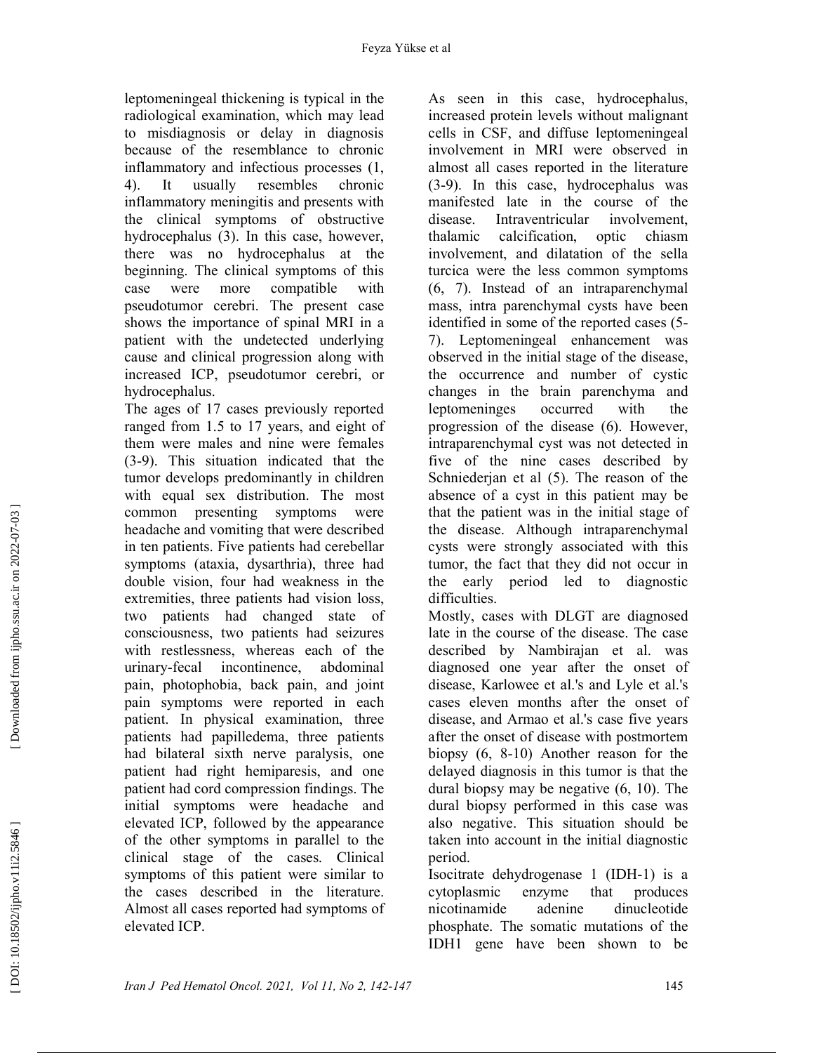leptomeningeal thickening is typical in the radiological examination, which may lead to misdiagnosis or delay in diagnosis because of the resemblance to chronic inflammatory and infectious processes (1, 4). It usually resembles chronic inflammatory meningitis and presents with the clinical symptoms of obstructive hydrocephalus (3). In this case, however, there was no hydrocephalus at the beginning. The clinical symptoms of this case were more compatible with pseudotumor cerebri. The present case shows the importance of spinal MRI in a patient with the undetected underlying cause and clinical progression along with increased ICP, pseudotumor cerebri, or hydrocephalus.

The ages of 17 cases previously reported ranged from 1.5 to 17 years, and eight of them were males and nine were females (3-9). This situation indicated that the tumor develops predominantly in children with equal sex distribution. The most common presenting symptoms were headache and vomiting that were described in ten patients. Five patients had cerebellar symptoms (ataxia, dysarthria), three had double vision, four had weakness in the extremities, three patients had vision loss, two patients had changed state of consciousness, two patients had seizures with restlessness, whereas each of the urinary-fecal incontinence, abdominal pain, photophobia, back pain, and joint pain symptoms were reported in each patient. In physical examination, three patients had papilledema, three patients had bilateral sixth nerve paralysis, one patient had right hemiparesis, and one patient had cord compression findings. The initial symptoms were headache and elevated ICP, followed by the appearance of the other symptoms in parallel to the clinical stage of the cases. Clinical symptoms of this patient were similar to the cases described in the literature. Almost all cases reported had symptoms of elevated ICP.

As seen in this case, hydrocephalus, increased protein levels without malignant cells in CSF, and diffuse leptomeningeal involvement in MRI were observed in almost all cases reported in the literature (3-9). In this case, hydrocephalus was manifested late in the course of the disease. Intraventricular involvement, thalamic calcification, optic chiasm involvement, and dilatation of the sella turcica were the less common symptoms (6, 7). Instead of an intraparenchymal mass, intra parenchymal cysts have been identified in some of the reported cases (5-7). Leptomeningeal enhancement was observed in the initial stage of the disease, the occurrence and number of cystic changes in the brain parenchyma and leptomeninges occurred with the progression of the disease (6). However, intraparenchymal cyst was not detected in five of the nine cases described by Schniederjan et al (5). The reason of the absence of a cyst in this patient may be that the patient was in the initial stage of the disease. Although intraparenchymal cysts were strongly associated with this tumor, the fact that they did not occur in the early period led to diagnostic difficulties.

Mostly, cases with DLGT are diagnosed late in the course of the disease. The case described by Nambirajan et al. was diagnosed one year after the onset of disease, Karlowee et al.'s and Lyle et al.'s cases eleven months after the onset of disease, and Armao et al.'s case five years after the onset of disease with postmortem biopsy (6, 8-10) Another reason for the delayed diagnosis in this tumor is that the dural biopsy may be negative (6, 10). The dural biopsy performed in this case was also negative. This situation should be taken into account in the initial diagnostic period.

Isocitrate dehydrogenase 1 (IDH-1) is a cytoplasmic enzyme that produces nicotinamide adenine dinucleotide phosphate. The somatic mutations of the IDH1 gene have been shown to be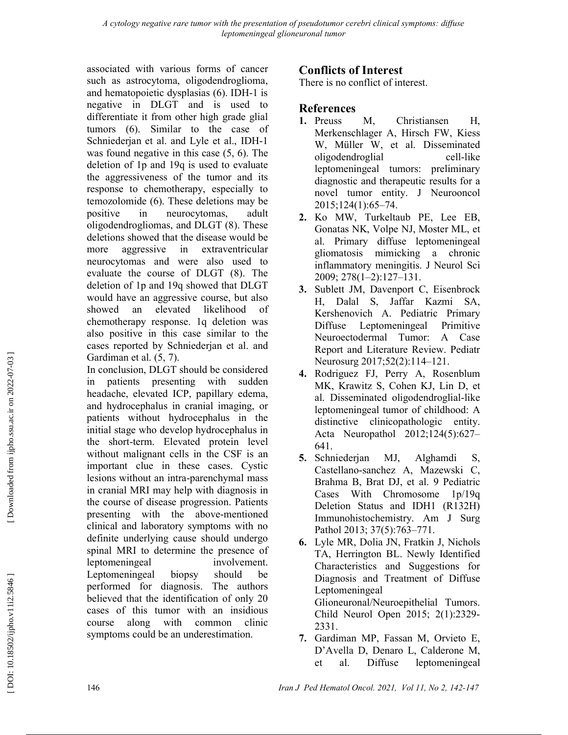associated with various forms of cancer such as astrocytoma, oligodendroglioma, and hematopoietic dysplasias (6). IDH-1 is negative in DLGT and is used to differentiate it from other high grade glial tumors (6). Similar to the case of Schniederjan et al. and Lyle et al., IDH-1 was found negative in this case (5, 6). The deletion of 1p and 19q is used to evaluate the aggressiveness of the tumor and its response to chemotherapy, especially to temozolomide (6). These deletions may be positive in neurocytomas, adult oligodendrogliomas, and DLGT (8). These deletions showed that the disease would be more aggressive in extraventricular neurocytomas and were also used to evaluate the course of DLGT (8). The deletion of 1p and 19q showed that DLGT would have an aggressive course, but also showed an elevated likelihood of chemotherapy response. 1q deletion was also positive in this case similar to the cases reported by Schniederjan et al. and Gardiman et al. (5, 7).

In conclusion, DLGT should be considered in patients presenting with sudden headache, elevated ICP, papillary edema, and hydrocephalus in cranial imaging, or patients without hydrocephalus in the initial stage who develop hydrocephalus in the short-term. Elevated protein level without malignant cells in the CSF is an important clue in these cases. Cystic lesions without an intra-parenchymal mass in cranial MRI may help with diagnosis in the course of disease progression. Patients presenting with the above-mentioned clinical and laboratory symptoms with no definite underlying cause should undergo spinal MRI to determine the presence of leptomeningeal involvement. Leptomeningeal biopsy should be performed for diagnosis. The authors believed that the identification of only 20 cases of this tumor with an insidious course along with common clinic symptoms could be an underestimation.

## Conflicts of Interest

There is no conflict of interest.

## References

1. Preuss M, Christiansen H, Merkenschlager A, Hirsch FW, Kiess W, Müller W, et al. Disseminated oligodendroglial cell-like leptomeningeal tumors: preliminary diagnostic and therapeutic results for a novel tumor entity. J Neurooncol 2015;124(1):65–74.
2. Ko MW, Turkeltaub PE, Lee EB, Gonatas NK, Volpe NJ, Moster ML, et al. Primary diffuse leptomeningeal gliomatosis mimicking a chronic inflammatory meningitis. J Neurol Sci 2009; 278(1–2):127–131.
3. Sublett JM, Davenport C, Eisenbrock H, Dalal S, Jaffar Kazmi SA, Kershenovich A. Pediatric Primary Diffuse Leptomeningeal Primitive Neuroectodermal Tumor: A Case Report and Literature Review. Pediatr Neurosurg 2017;52(2):114–121.
4. Rodriguez FJ, Perry A, Rosenblum MK, Krawitz S, Cohen KJ, Lin D, et al. Disseminated oligodendroglial-like leptomeningeal tumor of childhood: A distinctive clinicopathologic entity. Acta Neuropathol 2012;124(5):627–641.
5. Schniederjan MJ, Alghamdi S, Castellano-sanchez A, Mazewski C, Brahma B, Brat DJ, et al. 9 Pediatric Cases With Chromosome 1p/19q Deletion Status and IDH1 (R132H) Immunohistochemistry. Am J Surg Pathol 2013; 37(5):763–771.
6. Lyle MR, Dolia JN, Fratkin J, Nichols TA, Herrington BL. Newly Identified Characteristics and Suggestions for Diagnosis and Treatment of Diffuse Leptomeningeal Glioneuronal/Neuroepithelial Tumors. Child Neurol Open 2015; 2(1):2329-2331.
7. Gardiman MP, Fassan M, Orvieto E, D'Avella D, Denaro L, Calderone M, et al. Diffuse leptomeningeal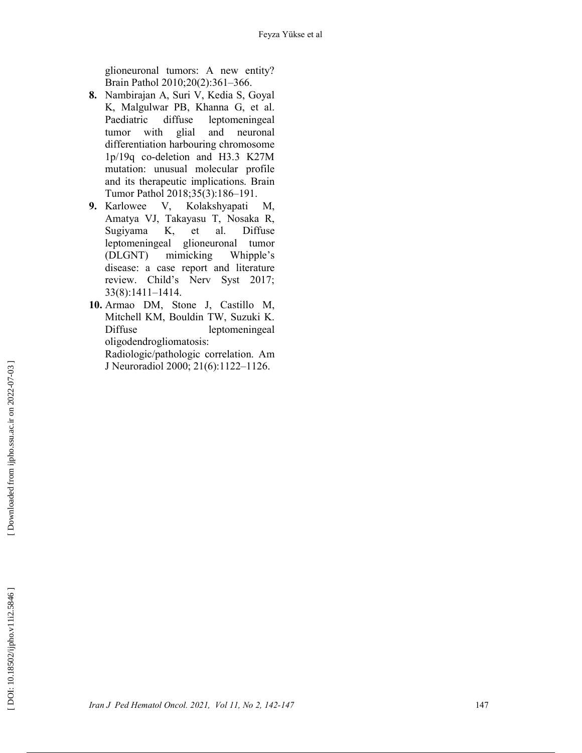glioneuronal tumors: A new entity? Brain Pathol 2010;20(2):361–366.

8. Nambirajan A, Suri V, Kedia S, Goyal K, Malgulwar PB, Khanna G, et al. Paediatric diffuse leptomeningeal tumor with glial and neuronal differentiation harbouring chromosome 1p/19q co-deletion and H3.3 K27M mutation: unusual molecular profile and its therapeutic implications. Brain Tumor Pathol 2018;35(3):186–191.
9. Karlowee V, Kolakshyapati M, Amatya VJ, Takayasu T, Nosaka R, Sugiyama K, et al. Diffuse leptomeningeal glioneuronal tumor (DLGNT) mimicking Whipple's disease: a case report and literature review. Child's Nerv Syst 2017; 33(8):1411–1414.
10. Armao DM, Stone J, Castillo M, Mitchell KM, Bouldin TW, Suzuki K. Diffuse leptomeningeal oligodendrogliomatosis: Radiologic/pathologic correlation. Am J Neuroradiol 2000; 21(6):1122–1126.